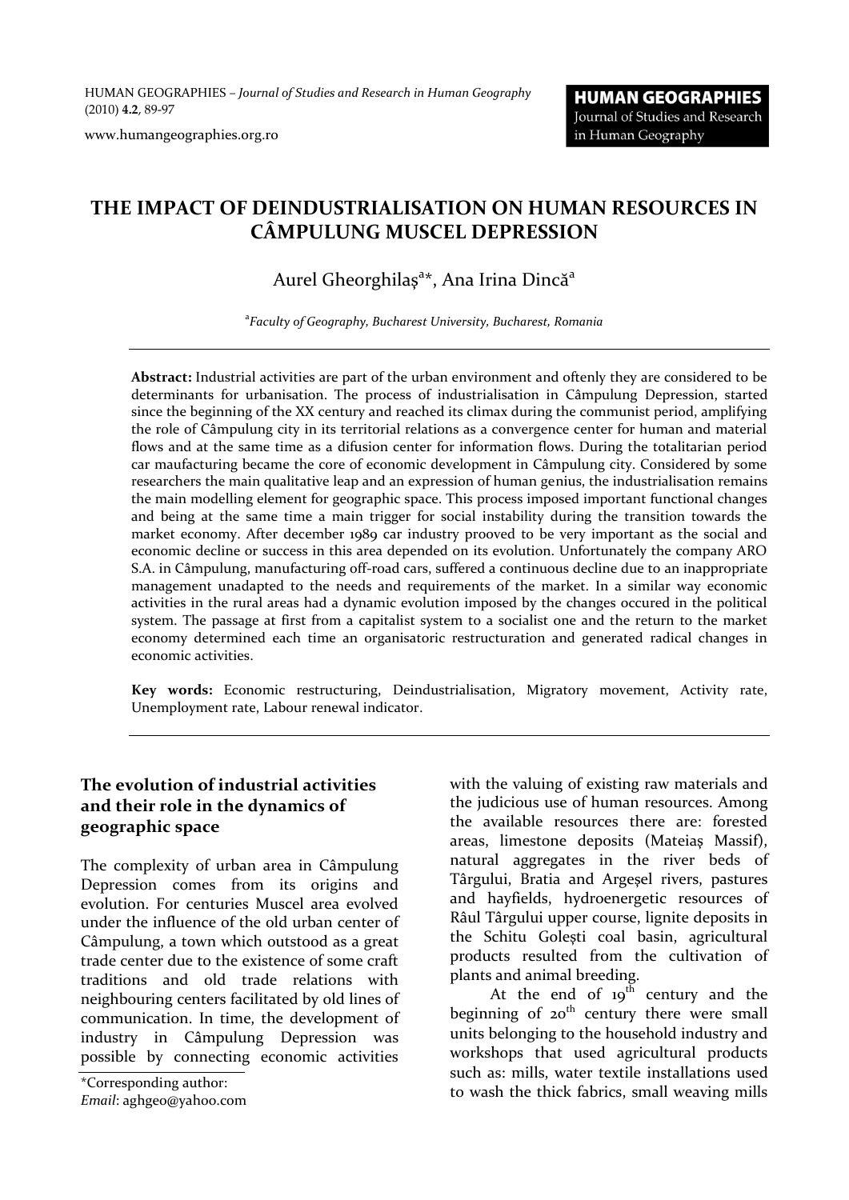# THE IMPACT OF DEINDUSTRIALISATION ON HUMAN RESOURCES IN CÂMPULUNG MUSCEL DEPRESSION

Aurel Gheorghilaș[a]*, Ana Irina Dincă[a]

[a]*Faculty of Geography, Bucharest University, Bucharest, Romania*

**Abstract:** Industrial activities are part of the urban environment and oftenly they are considered to be determinants for urbanisation. The process of industrialisation in Câmpulung Depression, started since the beginning of the XX century and reached its climax during the communist period, amplifying the role of Câmpulung city in its territorial relations as a convergence center for human and material flows and at the same time as a difusion center for information flows. During the totalitarian period car maufacturing became the core of economic development in Câmpulung city. Considered by some researchers the main qualitative leap and an expression of human genius, the industrialisation remains the main modelling element for geographic space. This process imposed important functional changes and being at the same time a main trigger for social instability during the transition towards the market economy. After december 1989 car industry prooved to be very important as the social and economic decline or success in this area depended on its evolution. Unfortunately the company ARO S.A. in Câmpulung, manufacturing off-road cars, suffered a continuous decline due to an inappropriate management unadapted to the needs and requirements of the market. In a similar way economic activities in the rural areas had a dynamic evolution imposed by the changes occured in the political system. The passage at first from a capitalist system to a socialist one and the return to the market economy determined each time an organisatoric restructuration and generated radical changes in economic activities.

**Key words:** Economic restructuring, Deindustrialisation, Migratory movement, Activity rate, Unemployment rate, Labour renewal indicator.

## The evolution of industrial activities and their role in the dynamics of geographic space

The complexity of urban area in Câmpulung Depression comes from its origins and evolution. For centuries Muscel area evolved under the influence of the old urban center of Câmpulung, a town which outstood as a great trade center due to the existence of some craft traditions and old trade relations with neighbouring centers facilitated by old lines of communication. In time, the development of industry in Câmpulung Depression was possible by connecting economic activities with the valuing of existing raw materials and the judicious use of human resources. Among the available resources there are: forested areas, limestone deposits (Mateiaș Massif), natural aggregates in the river beds of Târgului, Bratia and Argeșel rivers, pastures and hayfields, hydroenergetic resources of Râul Târgului upper course, lignite deposits in the Schitu Golești coal basin, agricultural products resulted from the cultivation of plants and animal breeding.

At the end of 19[th] century and the beginning of 20[th] century there were small units belonging to the household industry and workshops that used agricultural products such as: mills, water textile installations used to wash the thick fabrics, small weaving mills

*Corresponding author:
*Email*: aghgeo@yahoo.com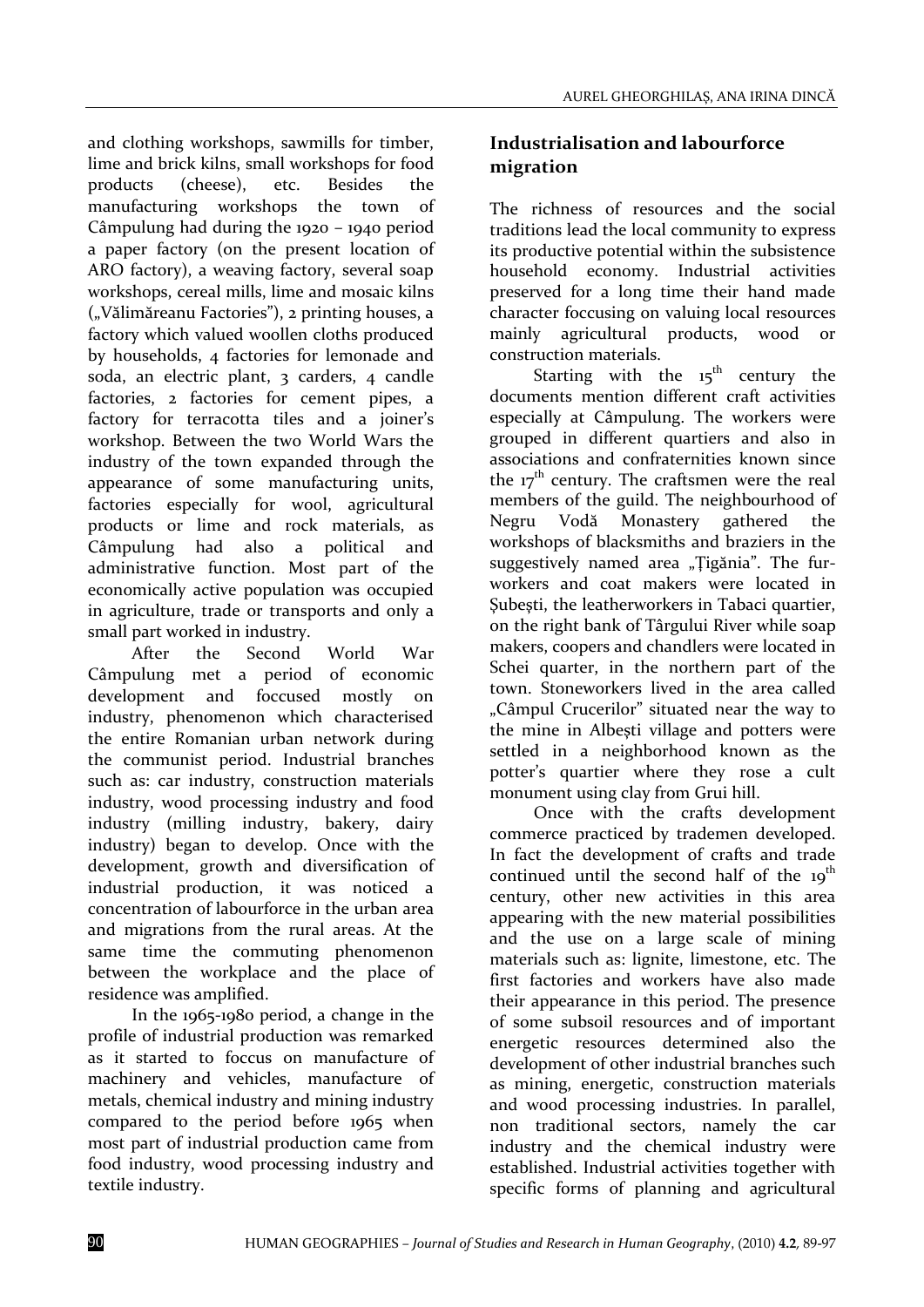and clothing workshops, sawmills for timber, lime and brick kilns, small workshops for food products (cheese), etc. Besides the manufacturing workshops the town of Câmpulung had during the 1920 – 1940 period a paper factory (on the present location of ARO factory), a weaving factory, several soap workshops, cereal mills, lime and mosaic kilns („Vălimăreanu Factories"), 2 printing houses, a factory which valued woollen cloths produced by households, 4 factories for lemonade and soda, an electric plant, 3 carders, 4 candle factories, 2 factories for cement pipes, a factory for terracotta tiles and a joiner's workshop. Between the two World Wars the industry of the town expanded through the appearance of some manufacturing units, factories especially for wool, agricultural products or lime and rock materials, as Câmpulung had also a political and administrative function. Most part of the economically active population was occupied in agriculture, trade or transports and only a small part worked in industry.

After the Second World War Câmpulung met a period of economic development and foccused mostly on industry, phenomenon which characterised the entire Romanian urban network during the communist period. Industrial branches such as: car industry, construction materials industry, wood processing industry and food industry (milling industry, bakery, dairy industry) began to develop. Once with the development, growth and diversification of industrial production, it was noticed a concentration of labourforce in the urban area and migrations from the rural areas. At the same time the commuting phenomenon between the workplace and the place of residence was amplified.

In the 1965-1980 period, a change in the profile of industrial production was remarked as it started to foccus on manufacture of machinery and vehicles, manufacture of metals, chemical industry and mining industry compared to the period before 1965 when most part of industrial production came from food industry, wood processing industry and textile industry.

## Industrialisation and labourforce migration

The richness of resources and the social traditions lead the local community to express its productive potential within the subsistence household economy. Industrial activities preserved for a long time their hand made character foccusing on valuing local resources mainly agricultural products, wood or construction materials.

Starting with the 15th century the documents mention different craft activities especially at Câmpulung. The workers were grouped in different quartiers and also in associations and confraternities known since the 17th century. The craftsmen were the real members of the guild. The neighbourhood of Negru Vodă Monastery gathered the workshops of blacksmiths and braziers in the suggestively named area „Ţigănia". The fur-workers and coat makers were located in Şubeşti, the leatherworkers in Tabaci quartier, on the right bank of Târgului River while soap makers, coopers and chandlers were located in Schei quarter, in the northern part of the town. Stoneworkers lived in the area called „Câmpul Crucerilor" situated near the way to the mine in Albeşti village and potters were settled in a neighborhood known as the potter's quartier where they rose a cult monument using clay from Grui hill.

Once with the crafts development commerce practiced by trademen developed. In fact the development of crafts and trade continued until the second half of the 19th century, other new activities in this area appearing with the new material possibilities and the use on a large scale of mining materials such as: lignite, limestone, etc. The first factories and workers have also made their appearance in this period. The presence of some subsoil resources and of important energetic resources determined also the development of other industrial branches such as mining, energetic, construction materials and wood processing industries. In parallel, non traditional sectors, namely the car industry and the chemical industry were established. Industrial activities together with specific forms of planning and agricultural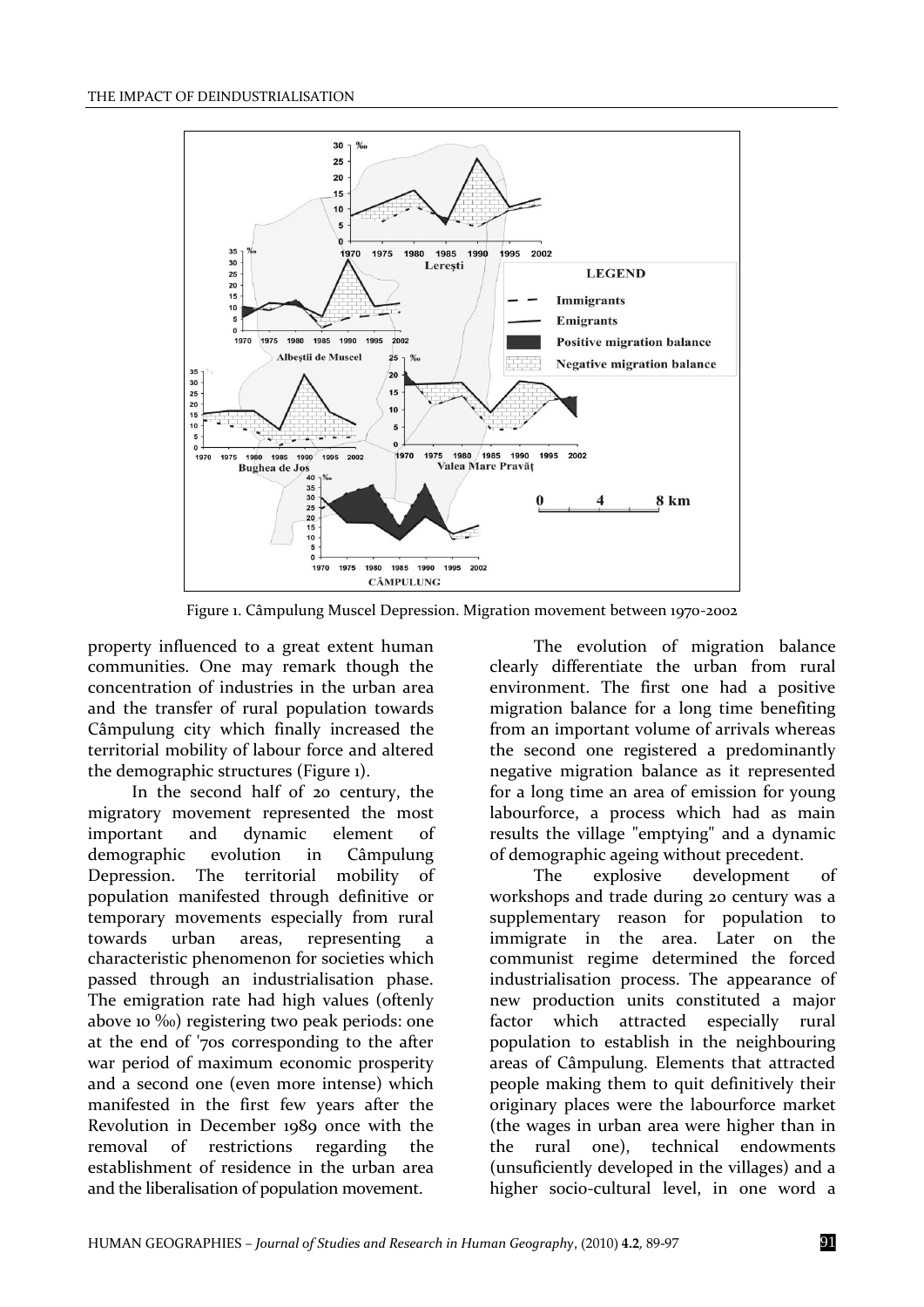Figure 1. Câmpulung Muscel Depression. Migration movement between 1970-2002

property influenced to a great extent human communities. One may remark though the concentration of industries in the urban area and the transfer of rural population towards Câmpulung city which finally increased the territorial mobility of labour force and altered the demographic structures (Figure 1).

In the second half of 20 century, the migratory movement represented the most important and dynamic element of demographic evolution in Câmpulung Depression. The territorial mobility of population manifested through definitive or temporary movements especially from rural towards urban areas, representing a characteristic phenomenon for societies which passed through an industrialisation phase. The emigration rate had high values (oftenly above 10 ‰) registering two peak periods: one at the end of '70s corresponding to the after war period of maximum economic prosperity and a second one (even more intense) which manifested in the first few years after the Revolution in December 1989 once with the removal of restrictions regarding the establishment of residence in the urban area and the liberalisation of population movement.

The evolution of migration balance clearly differentiate the urban from rural environment. The first one had a positive migration balance for a long time benefiting from an important volume of arrivals whereas the second one registered a predominantly negative migration balance as it represented for a long time an area of emission for young labourforce, a process which had as main results the village "emptying" and a dynamic of demographic ageing without precedent.

The explosive development of workshops and trade during 20 century was a supplementary reason for population to immigrate in the area. Later on the communist regime determined the forced industrialisation process. The appearance of new production units constituted a major factor which attracted especially rural population to establish in the neighbouring areas of Câmpulung. Elements that attracted people making them to quit definitively their originary places were the labourforce market (the wages in urban area were higher than in the rural one), technical endowments (unsuficiently developed in the villages) and a higher socio-cultural level, in one word a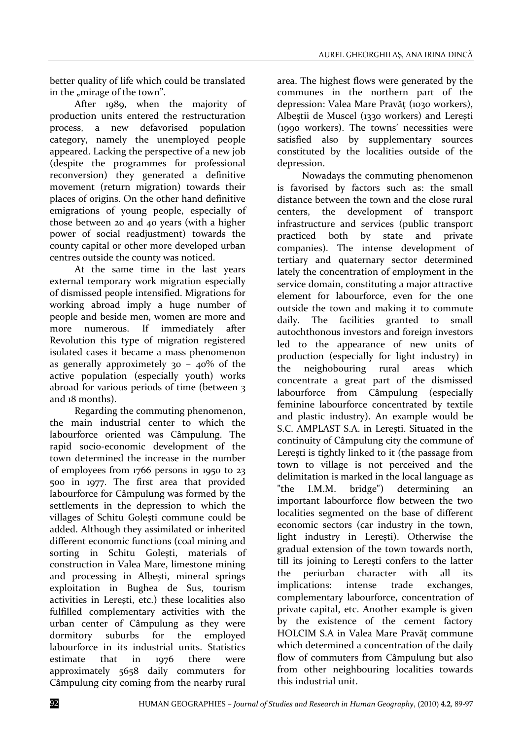better quality of life which could be translated in the „mirage of the town".

After 1989, when the majority of production units entered the restructuration process, a new defavorised population category, namely the unemployed people appeared. Lacking the perspective of a new job (despite the programmes for professional reconversion) they generated a definitive movement (return migration) towards their places of origins. On the other hand definitive emigrations of young people, especially of those between 20 and 40 years (with a higher power of social readjustment) towards the county capital or other more developed urban centres outside the county was noticed.

At the same time in the last years external temporary work migration especially of dismissed people intensified. Migrations for working abroad imply a huge number of people and beside men, women are more and more numerous. If immediately after Revolution this type of migration registered isolated cases it became a mass phenomenon as generally approximetely 30 – 40% of the active population (especially youth) works abroad for various periods of time (between 3 and 18 months).

Regarding the commuting phenomenon, the main industrial center to which the labourforce oriented was Câmpulung. The rapid socio-economic development of the town determined the increase in the number of employees from 1766 persons in 1950 to 23 500 in 1977. The first area that provided labourforce for Câmpulung was formed by the settlements in the depression to which the villages of Schitu Golești commune could be added. Although they assimilated or inherited different economic functions (coal mining and sorting in Schitu Golești, materials of construction in Valea Mare, limestone mining and processing in Albești, mineral springs exploitation in Bughea de Sus, tourism activities in Lerești, etc.) these localities also fulfilled complementary activities with the urban center of Câmpulung as they were dormitory suburbs for the employed labourforce in its industrial units. Statistics estimate that in 1976 there were approximately 5658 daily commuters for Câmpulung city coming from the nearby rural area. The highest flows were generated by the communes in the northern part of the depression: Valea Mare Pravăț (1030 workers), Albeștii de Muscel (1330 workers) and Lerești (1990 workers). The towns' necessities were satisfied also by supplementary sources constituted by the localities outside of the depression.

Nowadays the commuting phenomenon is favorised by factors such as: the small distance between the town and the close rural centers, the development of transport infrastructure and services (public transport practiced both by state and private companies). The intense development of tertiary and quaternary sector determined lately the concentration of employment in the service domain, constituting a major attractive element for labourforce, even for the one outside the town and making it to commute daily. The facilities granted to small autochthonous investors and foreign investors led to the appearance of new units of production (especially for light industry) in the neighobouring rural areas which concentrate a great part of the dismissed labourforce from Câmpulung (especially feminine labourforce concentrated by textile and plastic industry). An example would be S.C. AMPLAST S.A. in Lerești. Situated in the continuity of Câmpulung city the commune of Lerești is tightly linked to it (the passage from town to village is not perceived and the delimitation is marked in the local language as "the I.M.M. bridge") determining an important labourforce flow between the two localities segmented on the base of different economic sectors (car industry in the town, light industry in Lerești). Otherwise the gradual extension of the town towards north, till its joining to Lerești confers to the latter the periurban character with all its implications: intense trade exchanges, complementary labourforce, concentration of private capital, etc. Another example is given by the existence of the cement factory HOLCIM S.A in Valea Mare Pravăț commune which determined a concentration of the daily flow of commuters from Câmpulung but also from other neighbouring localities towards this industrial unit.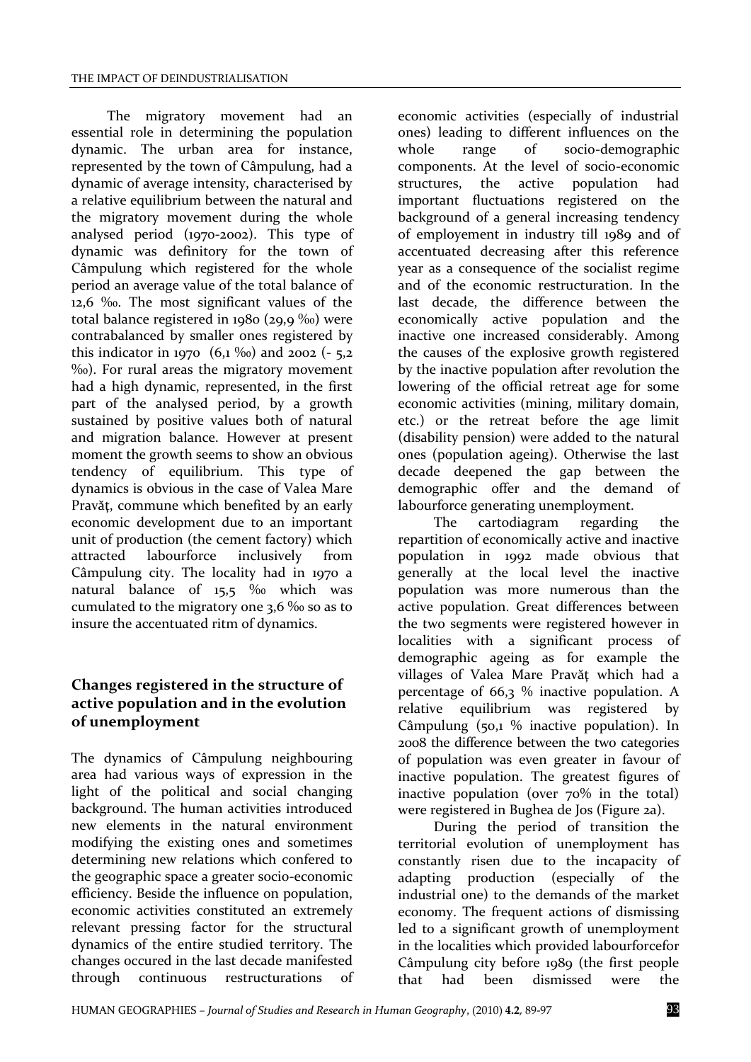The migratory movement had an essential role in determining the population dynamic. The urban area for instance, represented by the town of Câmpulung, had a dynamic of average intensity, characterised by a relative equilibrium between the natural and the migratory movement during the whole analysed period (1970-2002). This type of dynamic was definitory for the town of Câmpulung which registered for the whole period an average value of the total balance of 12,6 ‰. The most significant values of the total balance registered in 1980 (29,9 ‰) were contrabalanced by smaller ones registered by this indicator in 1970 (6,1 ‰) and 2002 (- 5,2 ‰). For rural areas the migratory movement had a high dynamic, represented, in the first part of the analysed period, by a growth sustained by positive values both of natural and migration balance. However at present moment the growth seems to show an obvious tendency of equilibrium. This type of dynamics is obvious in the case of Valea Mare Pravăț, commune which benefited by an early economic development due to an important unit of production (the cement factory) which attracted labourforce inclusively from Câmpulung city. The locality had in 1970 a natural balance of 15,5 ‰ which was cumulated to the migratory one 3,6 ‰ so as to insure the accentuated ritm of dynamics.

## Changes registered in the structure of active population and in the evolution of unemployment

The dynamics of Câmpulung neighbouring area had various ways of expression in the light of the political and social changing background. The human activities introduced new elements in the natural environment modifying the existing ones and sometimes determining new relations which confered to the geographic space a greater socio-economic efficiency. Beside the influence on population, economic activities constituted an extremely relevant pressing factor for the structural dynamics of the entire studied territory. The changes occured in the last decade manifested through continuous restructurations of economic activities (especially of industrial ones) leading to different influences on the whole range of socio-demographic components. At the level of socio-economic structures, the active population had important fluctuations registered on the background of a general increasing tendency of employement in industry till 1989 and of accentuated decreasing after this reference year as a consequence of the socialist regime and of the economic restructuration. In the last decade, the difference between the economically active population and the inactive one increased considerably. Among the causes of the explosive growth registered by the inactive population after revolution the lowering of the official retreat age for some economic activities (mining, military domain, etc.) or the retreat before the age limit (disability pension) were added to the natural ones (population ageing). Otherwise the last decade deepened the gap between the demographic offer and the demand of labourforce generating unemployment.

The cartodiagram regarding the repartition of economically active and inactive population in 1992 made obvious that generally at the local level the inactive population was more numerous than the active population. Great differences between the two segments were registered however in localities with a significant process of demographic ageing as for example the villages of Valea Mare Pravăț which had a percentage of 66,3 % inactive population. A relative equilibrium was registered by Câmpulung (50,1 % inactive population). In 2008 the difference between the two categories of population was even greater in favour of inactive population. The greatest figures of inactive population (over 70% in the total) were registered in Bughea de Jos (Figure 2a).

During the period of transition the territorial evolution of unemployment has constantly risen due to the incapacity of adapting production (especially of the industrial one) to the demands of the market economy. The frequent actions of dismissing led to a significant growth of unemployment in the localities which provided labourforcefor Câmpulung city before 1989 (the first people that had been dismissed were the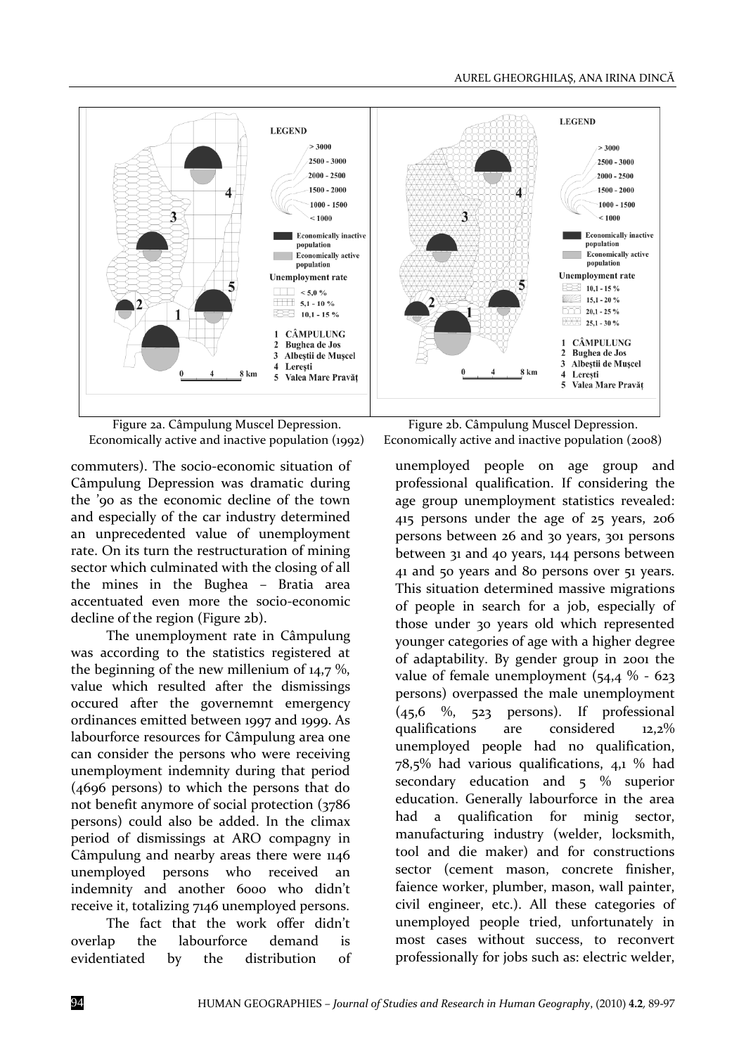Figure 2a. Câmpulung Muscel Depression. Economically active and inactive population (1992)

Figure 2b. Câmpulung Muscel Depression. Economically active and inactive population (2008)

commuters). The socio-economic situation of Câmpulung Depression was dramatic during the '90 as the economic decline of the town and especially of the car industry determined an unprecedented value of unemployment rate. On its turn the restructuration of mining sector which culminated with the closing of all the mines in the Bughea – Bratia area accentuated even more the socio-economic decline of the region (Figure 2b).

The unemployment rate in Câmpulung was according to the statistics registered at the beginning of the new millenium of 14,7 %, value which resulted after the dismissings occured after the governemnt emergency ordinances emitted between 1997 and 1999. As labourforce resources for Câmpulung area one can consider the persons who were receiving unemployment indemnity during that period (4696 persons) to which the persons that do not benefit anymore of social protection (3786 persons) could also be added. In the climax period of dismissings at ARO compagny in Câmpulung and nearby areas there were 1146 unemployed persons who received an indemnity and another 6000 who didn't receive it, totalizing 7146 unemployed persons.

The fact that the work offer didn't overlap the labourforce demand is evidentiated by the distribution of unemployed people on age group and professional qualification. If considering the age group unemployment statistics revealed: 415 persons under the age of 25 years, 206 persons between 26 and 30 years, 301 persons between 31 and 40 years, 144 persons between 41 and 50 years and 80 persons over 51 years. This situation determined massive migrations of people in search for a job, especially of those under 30 years old which represented younger categories of age with a higher degree of adaptability. By gender group in 2001 the value of female unemployment (54,4 % - 623 persons) overpassed the male unemployment (45,6 %, 523 persons). If professional qualifications are considered 12,2% unemployed people had no qualification, 78,5% had various qualifications, 4,1 % had secondary education and 5 % superior education. Generally labourforce in the area had a qualification for minig sector, manufacturing industry (welder, locksmith, tool and die maker) and for constructions sector (cement mason, concrete finisher, faience worker, plumber, mason, wall painter, civil engineer, etc.). All these categories of unemployed people tried, unfortunately in most cases without success, to reconvert professionally for jobs such as: electric welder,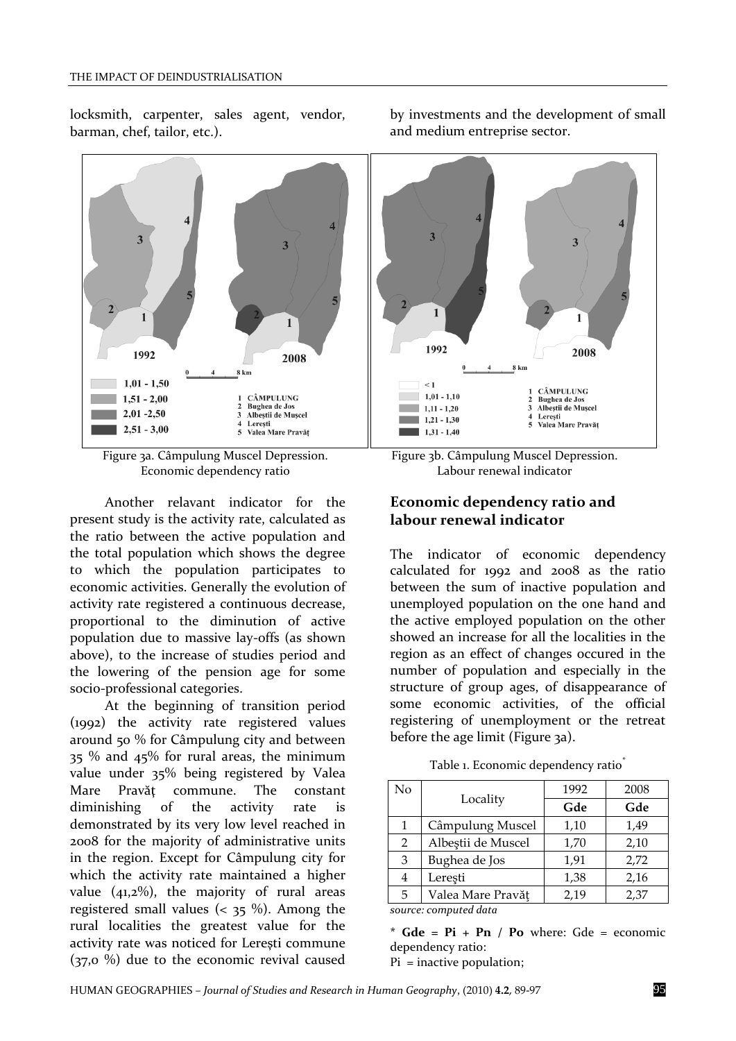locksmith, carpenter, sales agent, vendor, barman, chef, tailor, etc.).

by investments and the development of small and medium entreprise sector.

Figure 3a. Câmpulung Muscel Depression. Economic dependency ratio

Figure 3b. Câmpulung Muscel Depression. Labour renewal indicator

Another relavant indicator for the present study is the activity rate, calculated as the ratio between the active population and the total population which shows the degree to which the population participates to economic activities. Generally the evolution of activity rate registered a continuous decrease, proportional to the diminution of active population due to massive lay-offs (as shown above), to the increase of studies period and the lowering of the pension age for some socio-professional categories.

At the beginning of transition period (1992) the activity rate registered values around 50 % for Câmpulung city and between 35 % and 45% for rural areas, the minimum value under 35% being registered by Valea Mare Pravăț commune. The constant diminishing of the activity rate is demonstrated by its very low level reached in 2008 for the majority of administrative units in the region. Except for Câmpulung city for which the activity rate maintained a higher value (41,2%), the majority of rural areas registered small values (< 35 %). Among the rural localities the greatest value for the activity rate was noticed for Lerești commune (37,0 %) due to the economic revival caused

## Economic dependency ratio and labour renewal indicator

The indicator of economic dependency calculated for 1992 and 2008 as the ratio between the sum of inactive population and unemployed population on the one hand and the active employed population on the other showed an increase for all the localities in the region as an effect of changes occured in the number of population and especially in the structure of group ages, of disappearance of some economic activities, of the official registering of unemployment or the retreat before the age limit (Figure 3a).

Table 1. Economic dependency ratio*

| No | Locality | 1992 | 2008 |
|---|---|---|---|
| | | **Gde** | **Gde** |
| 1 | Câmpulung Muscel | 1,10 | 1,49 |
| 2 | Albeştii de Muscel | 1,70 | 2,10 |
| 3 | Bughea de Jos | 1,91 | 2,72 |
| 4 | Lereşti | 1,38 | 2,16 |
| 5 | Valea Mare Pravăț | 2,19 | 2,37 |

*source: computed data*

\* **Gde = Pi + Pn / Po** where: Gde = economic dependency ratio:

Pi = inactive population;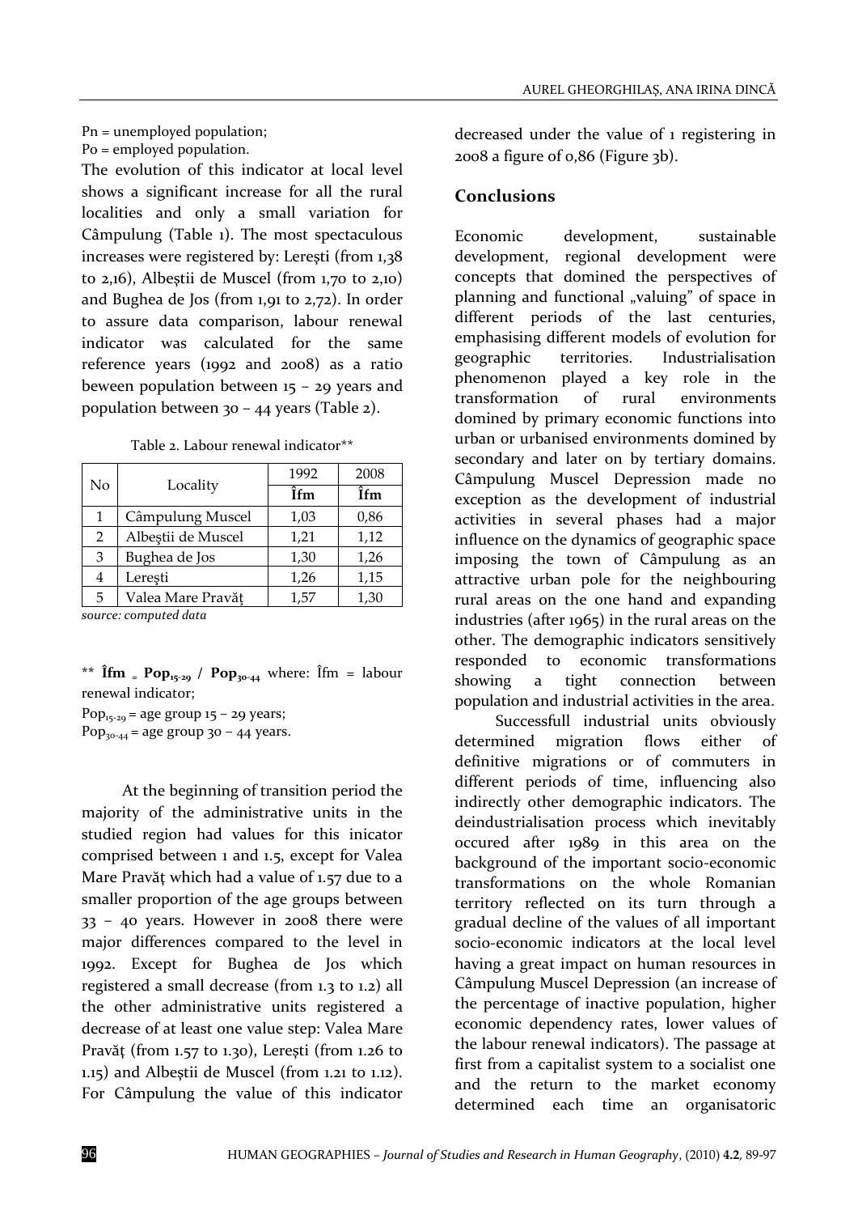Pn = unemployed population;
Po = employed population.

The evolution of this indicator at local level shows a significant increase for all the rural localities and only a small variation for Câmpulung (Table 1). The most spectaculous increases were registered by: Lerești (from 1,38 to 2,16), Albeștii de Muscel (from 1,70 to 2,10) and Bughea de Jos (from 1,91 to 2,72). In order to assure data comparison, labour renewal indicator was calculated for the same reference years (1992 and 2008) as a ratio beween population between 15 – 29 years and population between 30 – 44 years (Table 2).

Table 2. Labour renewal indicator**

| No | Locality | 1992 | 2008 |
|---|---|---|---|
| | | **Îfm** | **Îfm** |
| 1 | Câmpulung Muscel | 1,03 | 0,86 |
| 2 | Albeştii de Muscel | 1,21 | 1,12 |
| 3 | Bughea de Jos | 1,30 | 1,26 |
| 4 | Lereşti | 1,26 | 1,15 |
| 5 | Valea Mare Pravăţ | 1,57 | 1,30 |

*source: computed data*

** $\textbf{Îfm} = \textbf{Pop}_{15\text{-}29} / \textbf{Pop}_{30\text{-}44}$ where: Îfm = labour renewal indicator;
$Pop_{15\text{-}29}$ = age group 15 – 29 years;
$Pop_{30\text{-}44}$ = age group 30 – 44 years.

At the beginning of transition period the majority of the administrative units in the studied region had values for this inicator comprised between 1 and 1.5, except for Valea Mare Pravăț which had a value of 1.57 due to a smaller proportion of the age groups between 33 – 40 years. However in 2008 there were major differences compared to the level in 1992. Except for Bughea de Jos which registered a small decrease (from 1.3 to 1.2) all the other administrative units registered a decrease of at least one value step: Valea Mare Pravăț (from 1.57 to 1.30), Lerești (from 1.26 to 1.15) and Albeștii de Muscel (from 1.21 to 1.12). For Câmpulung the value of this indicator decreased under the value of 1 registering in 2008 a figure of 0,86 (Figure 3b).

## Conclusions

Economic development, sustainable development, regional development were concepts that domined the perspectives of planning and functional „valuing" of space in different periods of the last centuries, emphasising different models of evolution for geographic territories. Industrialisation phenomenon played a key role in the transformation of rural environments domined by primary economic functions into urban or urbanised environments domined by secondary and later on by tertiary domains. Câmpulung Muscel Depression made no exception as the development of industrial activities in several phases had a major influence on the dynamics of geographic space imposing the town of Câmpulung as an attractive urban pole for the neighbouring rural areas on the one hand and expanding industries (after 1965) in the rural areas on the other. The demographic indicators sensitively responded to economic transformations showing a tight connection between population and industrial activities in the area.

Successfull industrial units obviously determined migration flows either of definitive migrations or of commuters in different periods of time, influencing also indirectly other demographic indicators. The deindustrialisation process which inevitably occured after 1989 in this area on the background of the important socio-economic transformations on the whole Romanian territory reflected on its turn through a gradual decline of the values of all important socio-economic indicators at the local level having a great impact on human resources in Câmpulung Muscel Depression (an increase of the percentage of inactive population, higher economic dependency rates, lower values of the labour renewal indicators). The passage at first from a capitalist system to a socialist one and the return to the market economy determined each time an organisatoric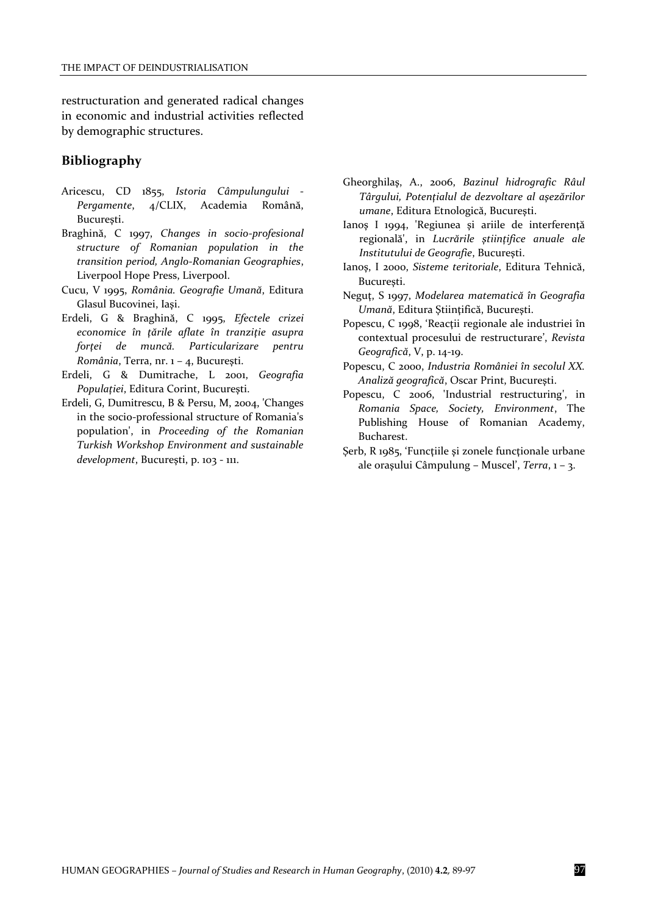restructuration and generated radical changes in economic and industrial activities reflected by demographic structures.

## Bibliography

Aricescu, CD 1855, *Istoria Câmpulungului - Pergamente*, 4/CLIX, Academia Română, București.

Braghină, C 1997, *Changes in socio-profesional structure of Romanian population in the transition period, Anglo-Romanian Geographies*, Liverpool Hope Press, Liverpool.

Cucu, V 1995, *România. Geografie Umană*, Editura Glasul Bucovinei, Iași.

Erdeli, G & Braghină, C 1995, *Efectele crizei economice în țările aflate în tranziție asupra forței de muncă. Particularizare pentru România*, Terra, nr. 1 – 4, București.

Erdeli, G & Dumitrache, L 2001, *Geografia Populației*, Editura Corint, București.

Erdeli, G, Dumitrescu, B & Persu, M, 2004, 'Changes in the socio-professional structure of Romania's population', in *Proceeding of the Romanian Turkish Workshop Environment and sustainable development*, București, p. 103 - 111.

Gheorghilaș, A., 2006, *Bazinul hidrografic Râul Târgului, Potențialul de dezvoltare al așezărilor umane*, Editura Etnologică, București.

Ianoș I 1994, 'Regiunea și ariile de interferență regională', in *Lucrările științifice anuale ale Institutului de Geografie*, București.

Ianoș, I 2000, *Sisteme teritoriale*, Editura Tehnică, București.

Neguț, S 1997, *Modelarea matematică în Geografia Umană*, Editura Științifică, București.

Popescu, C 1998, 'Reacții regionale ale industriei în contextual procesului de restructurare', *Revista Geografică*, V, p. 14-19.

Popescu, C 2000, *Industria României în secolul XX. Analiză geografică*, Oscar Print, București.

Popescu, C 2006, 'Industrial restructuring', in *Romania Space, Society, Environment*, The Publishing House of Romanian Academy, Bucharest.

Șerb, R 1985, 'Funcțiile și zonele funcționale urbane ale orașului Câmpulung – Muscel', *Terra*, 1 – 3.